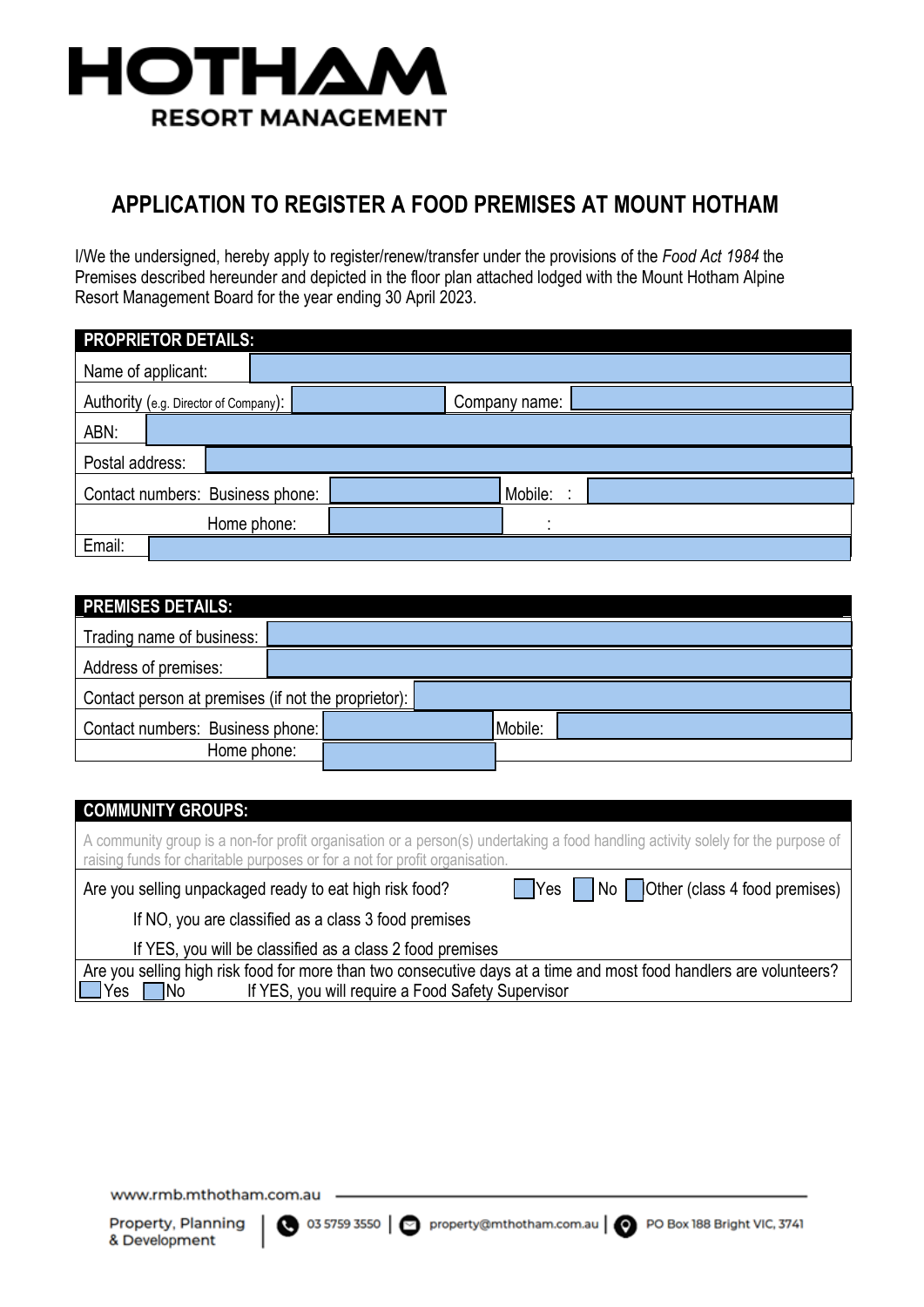# HOTHAM

**RESORT MANAGEMENT**

## APPLICATION TO REGISTER A FOOD PREMISES AT MOUNT HOTHAM

I/We the undersigned, hereby apply to register/renew/transfer under the provisions of the *Food Act 1984* the Premises described hereunder and depicted in the floor plan attached lodged with the Mount Hotham Alpine Resort Management Board for the year ending 30 April 2023.

### PROPRIETOR DETAILS:

| | | | |
|---|---|---|---|
| Name of applicant: | | | |
| Authority (e.g. Director of Company): | | Company name: | |
| ABN: | | | |
| Postal address: | | | |
| Contact numbers: Business phone: | | Mobile: : | |
| Home phone: | | : | |
| Email: | | | |

### PREMISES DETAILS:

| | | | |
|---|---|---|---|
| Trading name of business: | | | |
| Address of premises: | | | |
| Contact person at premises (if not the proprietor): | | | |
| Contact numbers: Business phone: | | Mobile: | |
| Home phone: | | | |

### COMMUNITY GROUPS:

A community group is a non-for profit organisation or a person(s) undertaking a food handling activity solely for the purpose of raising funds for charitable purposes or for a not for profit organisation.

Are you selling unpackaged ready to eat high risk food? ☐ Yes ☐ No ☐ Other (class 4 food premises)

If NO, you are classified as a class 3 food premises

If YES, you will be classified as a class 2 food premises

Are you selling high risk food for more than two consecutive days at a time and most food handlers are volunteers?

☐ Yes ☐ No If YES, you will require a Food Safety Supervisor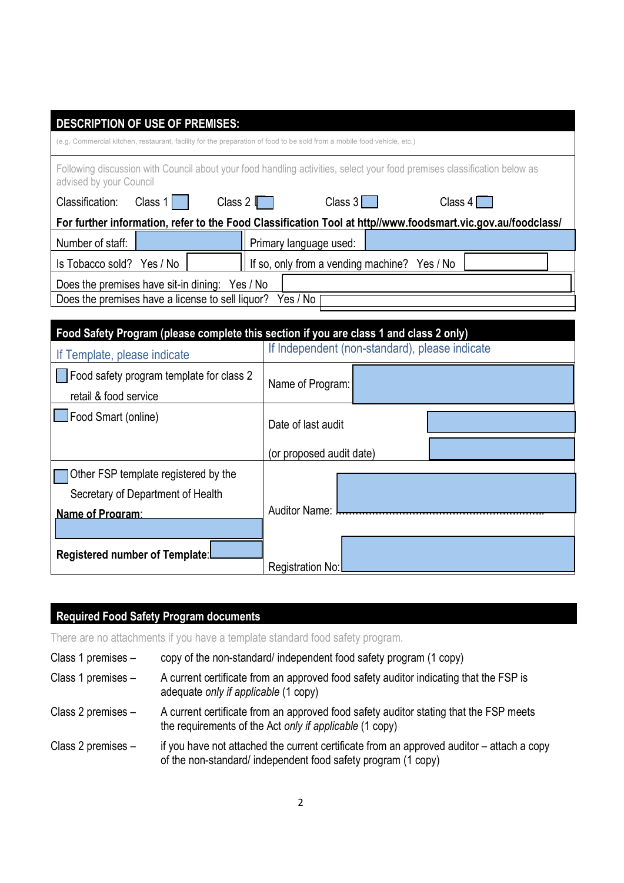## DESCRIPTION OF USE OF PREMISES:

(e.g. Commercial kitchen, restaurant, facility for the preparation of food to be sold from a mobile food vehicle, etc.)

Following discussion with Council about your food handling activities, select your food premises classification below as advised by your Council

Classification: Class 1 ☐ Class 2 ☐ Class 3 ☐ Class 4 ☐

**For further information, refer to the Food Classification Tool at http//www.foodsmart.vic.gov.au/foodclass/**

| | |
|---|---|
| Number of staff: | Primary language used: |
| Is Tobacco sold? Yes / No | If so, only from a vending machine? Yes / No |

Does the premises have sit-in dining: Yes / No

Does the premises have a license to sell liquor? Yes / No

## Food Safety Program (please complete this section if you are class 1 and class 2 only)

| If Template, please indicate | If Independent (non-standard), please indicate |
|---|---|
| ☐ Food safety program template for class 2 retail & food service | Name of Program: |
| ☐ Food Smart (online) | Date of last audit (or proposed audit date) |
| ☐ Other FSP template registered by the Secretary of Department of Health **Name of Program:** | Auditor Name: |
| **Registered number of Template:** | Registration No: |

## Required Food Safety Program documents

There are no attachments if you have a template standard food safety program.

| | |
|---|---|
| Class 1 premises – | copy of the non-standard/ independent food safety program (1 copy) |
| Class 1 premises – | A current certificate from an approved food safety auditor indicating that the FSP is adequate *only if applicable* (1 copy) |
| Class 2 premises – | A current certificate from an approved food safety auditor stating that the FSP meets the requirements of the Act *only if applicable* (1 copy) |
| Class 2 premises – | if you have not attached the current certificate from an approved auditor – attach a copy of the non-standard/ independent food safety program (1 copy) |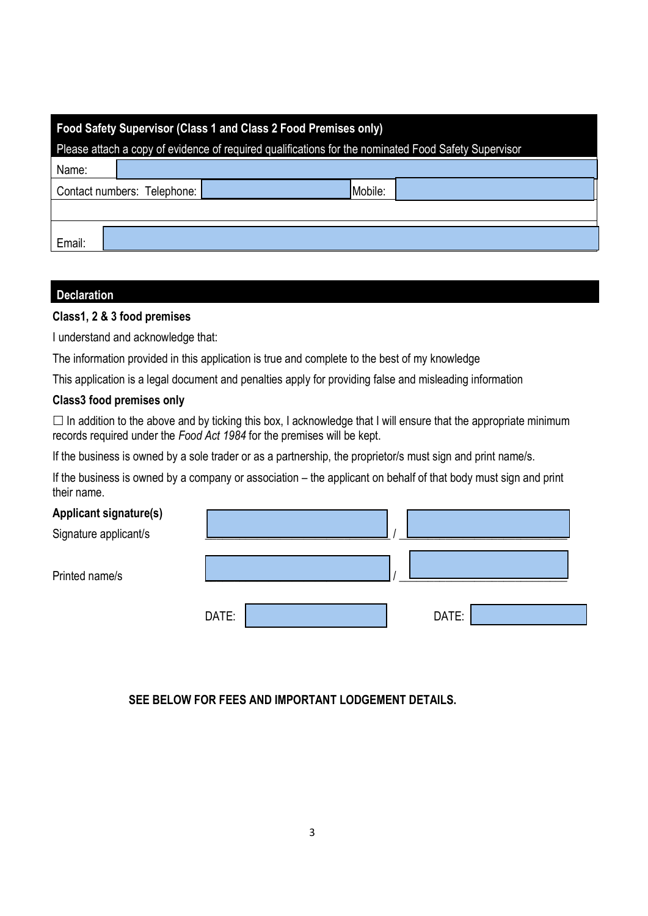## Food Safety Supervisor (Class 1 and Class 2 Food Premises only)

Please attach a copy of evidence of required qualifications for the nominated Food Safety Supervisor

| | | | |
|---|---|---|---|
| Name: | | | |
| Contact numbers: Telephone: | | Mobile: | |
| Email: | | | |

## Declaration

**Class1, 2 & 3 food premises**

I understand and acknowledge that:

The information provided in this application is true and complete to the best of my knowledge

This application is a legal document and penalties apply for providing false and misleading information

**Class3 food premises only**

☐ In addition to the above and by ticking this box, I acknowledge that I will ensure that the appropriate minimum records required under the *Food Act 1984* for the premises will be kept.

If the business is owned by a sole trader or as a partnership, the proprietor/s must sign and print name/s.

If the business is owned by a company or association – the applicant on behalf of that body must sign and print their name.

**Applicant signature(s)**

Signature applicant/s ______________________ / ______________________

Printed name/s ______________________ / ______________________

DATE: ______________ DATE: ______________

**SEE BELOW FOR FEES AND IMPORTANT LODGEMENT DETAILS.**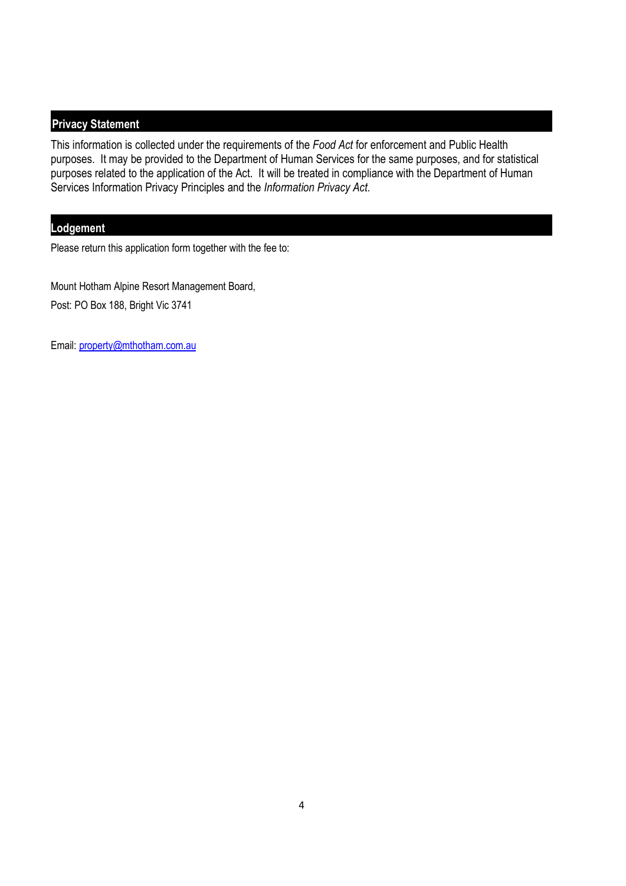## Privacy Statement

This information is collected under the requirements of the *Food Act* for enforcement and Public Health purposes. It may be provided to the Department of Human Services for the same purposes, and for statistical purposes related to the application of the Act. It will be treated in compliance with the Department of Human Services Information Privacy Principles and the *Information Privacy Act*.

## Lodgement

Please return this application form together with the fee to:

Mount Hotham Alpine Resort Management Board,

Post: PO Box 188, Bright Vic 3741

Email: property@mthotham.com.au